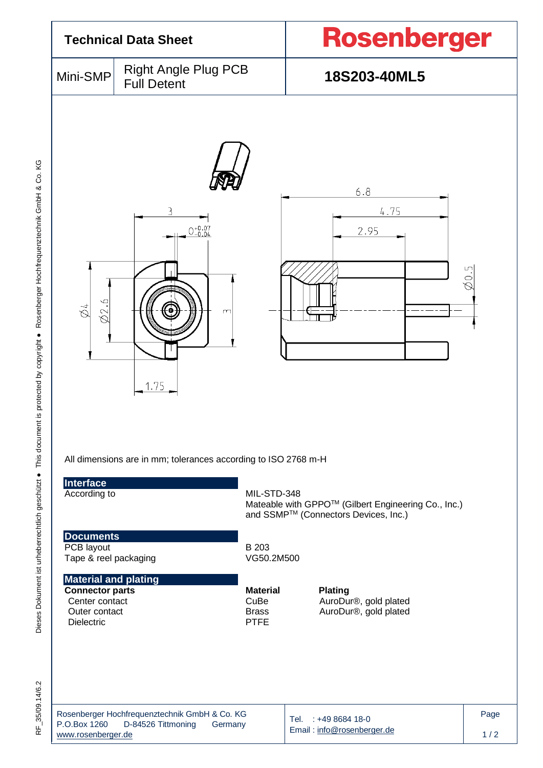# Technical Data Sheet

**Rosenberger**

| Mini-SMP | Right Angle Plug PCB Full Detent | **18S203-40ML5** |
|---|---|---|

All dimensions are in mm; tolerances according to ISO 2768 m-H

## Interface

| | |
|---|---|
| According to | MIL-STD-348<br>Mateable with GPPO™ (Gilbert Engineering Co., Inc.) and SSMP™ (Connectors Devices, Inc.) |

## Documents

| | |
|---|---|
| PCB layout | B 203 |
| Tape & reel packaging | VG50.2M500 |

## Material and plating

| **Connector parts** | **Material** | **Plating** |
|---|---|---|
| Center contact | CuBe | AuroDur®, gold plated |
| Outer contact | Brass | AuroDur®, gold plated |
| Dielectric | PTFE | |

Rosenberger Hochfrequenztechnik GmbH & Co. KG
P.O.Box 1260 D-84526 Tittmoning Germany
www.rosenberger.de

Tel. : +49 8684 18-0
Email : info@rosenberger.de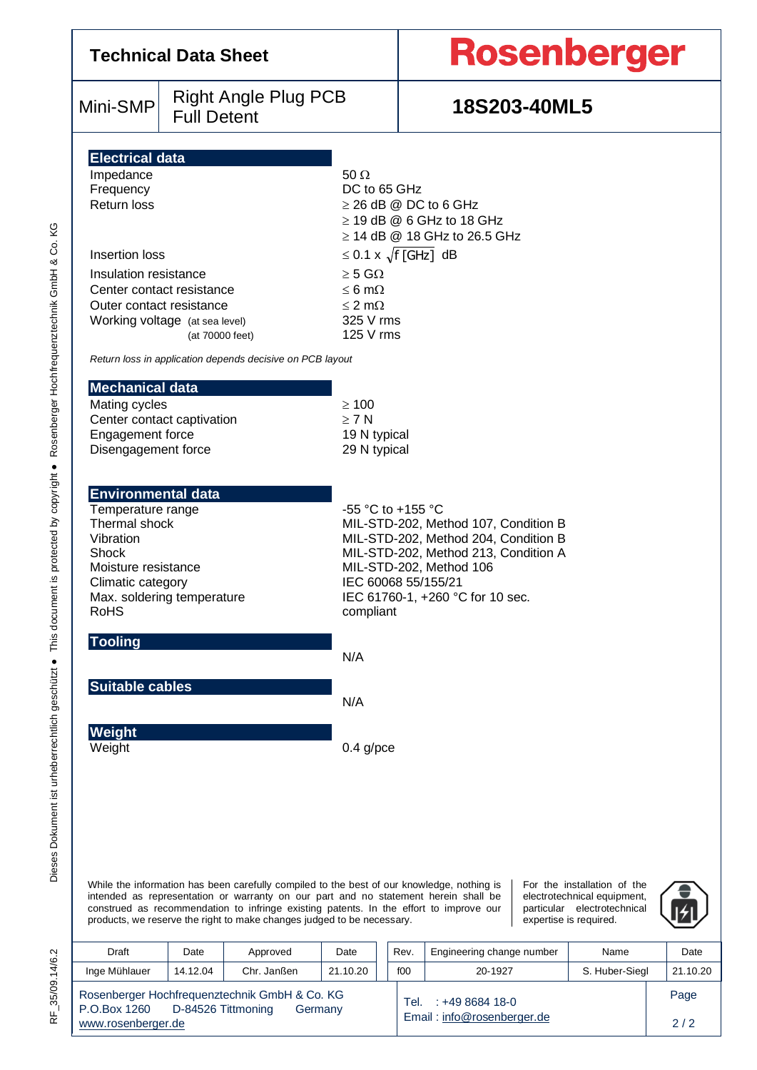# Technical Data Sheet

**Rosenberger**

| Mini-SMP | Right Angle Plug PCB Full Detent | **18S203-40ML5** |
|---|---|---|

## Electrical data

| | |
|---|---|
| Impedance | 50 Ω |
| Frequency | DC to 65 GHz |
| Return loss | ≥ 26 dB @ DC to 6 GHz |
| | ≥ 19 dB @ 6 GHz to 18 GHz |
| | ≥ 14 dB @ 18 GHz to 26.5 GHz |
| Insertion loss | $\leq 0.1 \times \sqrt{f\,[\text{GHz}]}$ dB |
| Insulation resistance | ≥ 5 GΩ |
| Center contact resistance | ≤ 6 mΩ |
| Outer contact resistance | ≤ 2 mΩ |
| Working voltage (at sea level) | 325 V rms |
| (at 70000 feet) | 125 V rms |

*Return loss in application depends decisive on PCB layout*

## Mechanical data

| | |
|---|---|
| Mating cycles | ≥ 100 |
| Center contact captivation | ≥ 7 N |
| Engagement force | 19 N typical |
| Disengagement force | 29 N typical |

## Environmental data

| | |
|---|---|
| Temperature range | -55 °C to +155 °C |
| Thermal shock | MIL-STD-202, Method 107, Condition B |
| Vibration | MIL-STD-202, Method 204, Condition B |
| Shock | MIL-STD-202, Method 213, Condition A |
| Moisture resistance | MIL-STD-202, Method 106 |
| Climatic category | IEC 60068 55/155/21 |
| Max. soldering temperature | IEC 61760-1, +260 °C for 10 sec. |
| RoHS | compliant |

## Tooling

N/A

## Suitable cables

N/A

## Weight

| | |
|---|---|
| Weight | 0.4 g/pce |

While the information has been carefully compiled to the best of our knowledge, nothing is intended as representation or warranty on our part and no statement herein shall be construed as recommendation to infringe existing patents. In the effort to improve our products, we reserve the right to make changes judged to be necessary.

For the installation of the electrotechnical equipment, particular electrotechnical expertise is required.

| Draft | Date | Approved | Date | Rev. | Engineering change number | Name | Date |
|---|---|---|---|---|---|---|---|
| Inge Mühlauer | 14.12.04 | Chr. Janßen | 21.10.20 | f00 | 20-1927 | S. Huber-Siegl | 21.10.20 |

Rosenberger Hochfrequenztechnik GmbH & Co. KG
P.O.Box 1260 D-84526 Tittmoning Germany
www.rosenberger.de

Tel. : +49 8684 18-0
Email : info@rosenberger.de

RF_35/09.14/6.2

Dieses Dokument ist urheberrechtlich geschützt ● This document is protected by copyright ● Rosenberger Hochfrequenztechnik GmbH & Co. KG